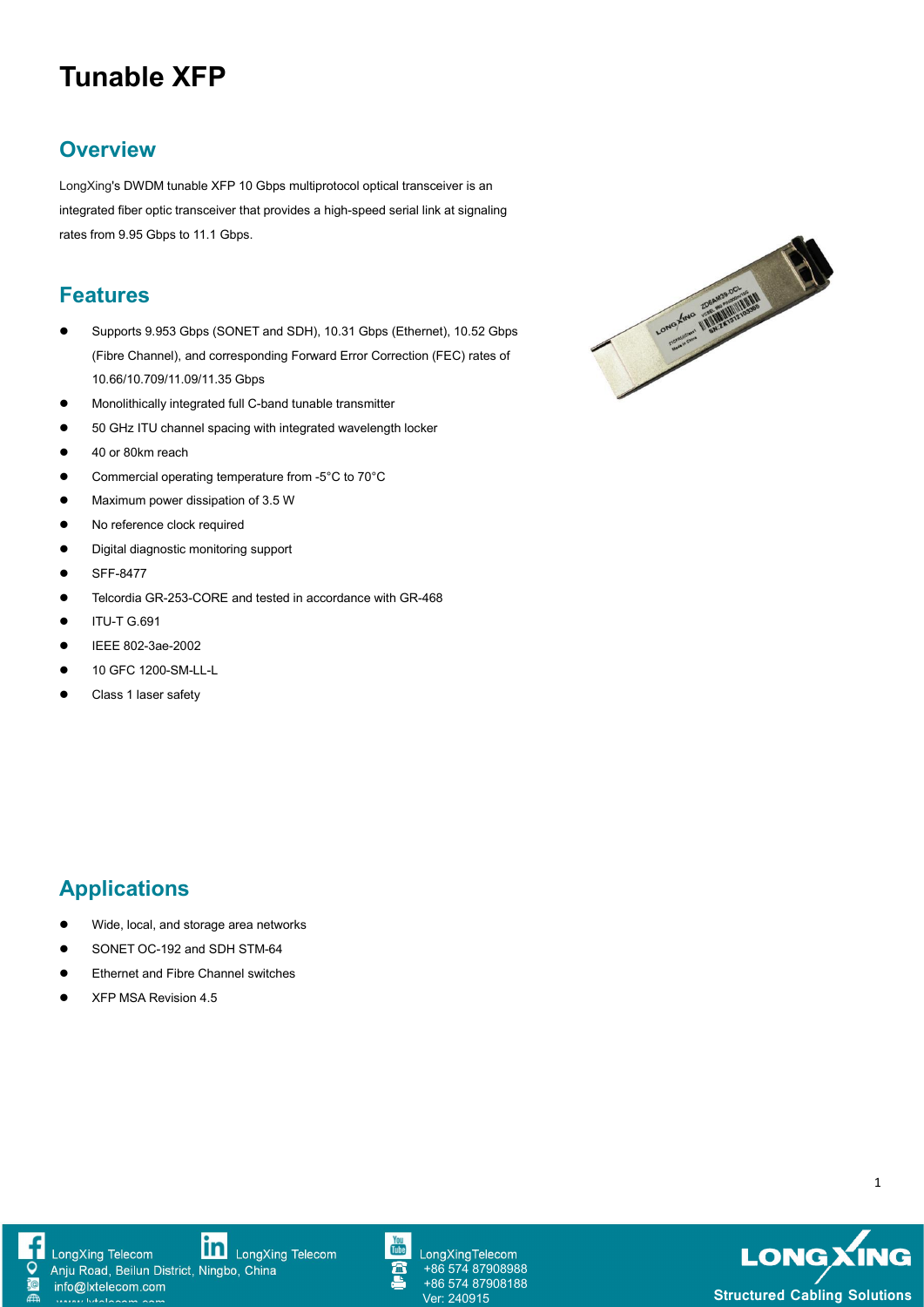# Tunable XFP

## Overview

LongXing's DWDM tunable XFP 10 Gbps multiprotocol optical transceiver is an integrated fiber optic transceiver that provides a high-speed serial link at signaling rates from 9.95 Gbps to 11.1 Gbps.

## Features

- Supports 9.953 Gbps (SONET and SDH), 10.31 Gbps (Ethernet), 10.52 Gbps (Fibre Channel), and corresponding Forward Error Correction (FEC) rates of 10.66/10.709/11.09/11.35 Gbps
- Monolithically integrated full C-band tunable transmitter
- 50 GHz ITU channel spacing with integrated wavelength locker
- 40 or 80km reach
- Commercial operating temperature from -5°C to 70°C
- Maximum power dissipation of 3.5 W
- No reference clock required
- Digital diagnostic monitoring support
- SFF-8477
- Telcordia GR-253-CORE and tested in accordance with GR-468
- ITU-T G.691
- IEEE 802-3ae-2002
- 10 GFC 1200-SM-LL-L
- Class 1 laser safety

## Applications

- Wide, local, and storage area networks
- SONET OC-192 and SDH STM-64
- Ethernet and Fibre Channel switches
- XFP MSA Revision 4.5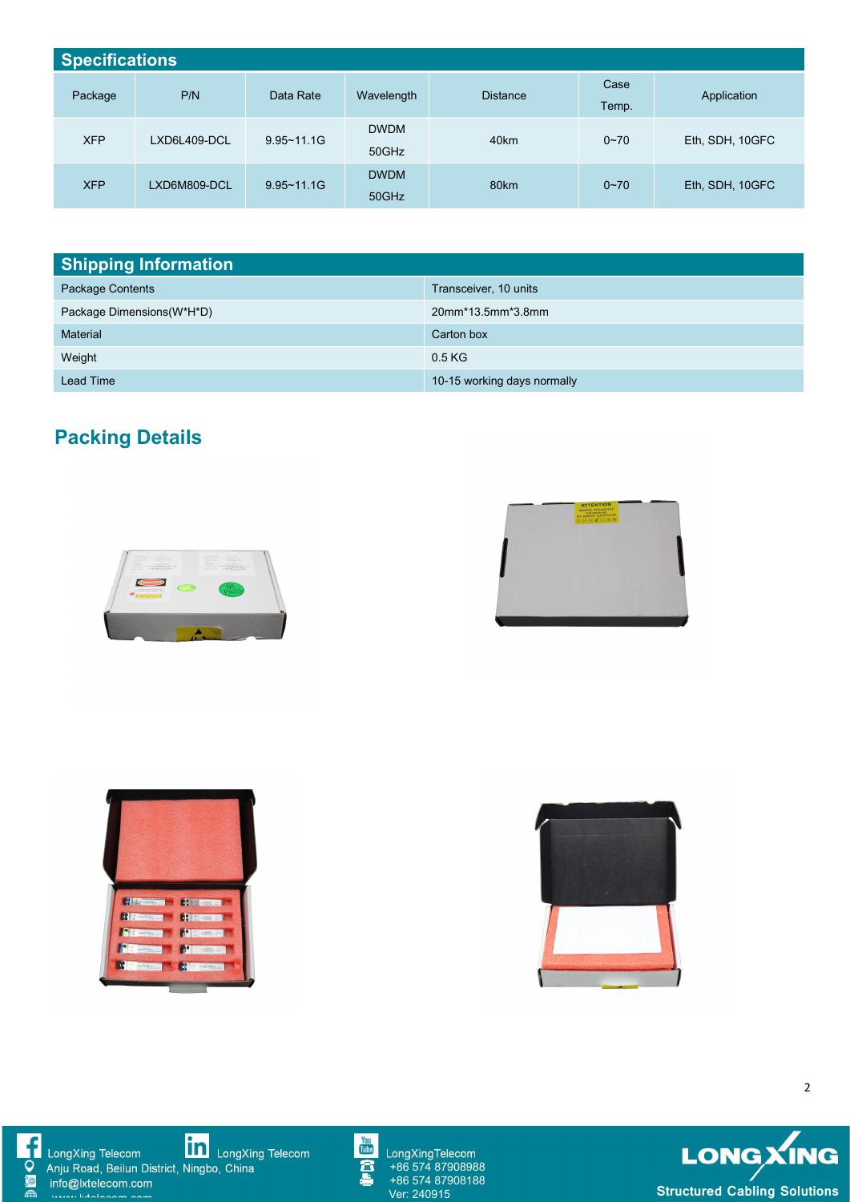## Specifications

| Package | P/N | Data Rate | Wavelength | Distance | Case Temp. | Application |
|---|---|---|---|---|---|---|
| XFP | LXD6L409-DCL | 9.95~11.1G | DWDM 50GHz | 40km | 0~70 | Eth, SDH, 10GFC |
| XFP | LXD6M809-DCL | 9.95~11.1G | DWDM 50GHz | 80km | 0~70 | Eth, SDH, 10GFC |

## Shipping Information

| | |
|---|---|
| Package Contents | Transceiver, 10 units |
| Package Dimensions(W*H*D) | 20mm*13.5mm*3.8mm |
| Material | Carton box |
| Weight | 0.5 KG |
| Lead Time | 10-15 working days normally |

## Packing Details

LongXing Telecom
LongXing Telecom
LongXingTelecom
Anju Road, Beilun District, Ningbo, China
+86 574 87908988
+86 574 87908188
info@lxtelecom.com
Ver: 240915

LONGXING
Structured Cabling Solutions